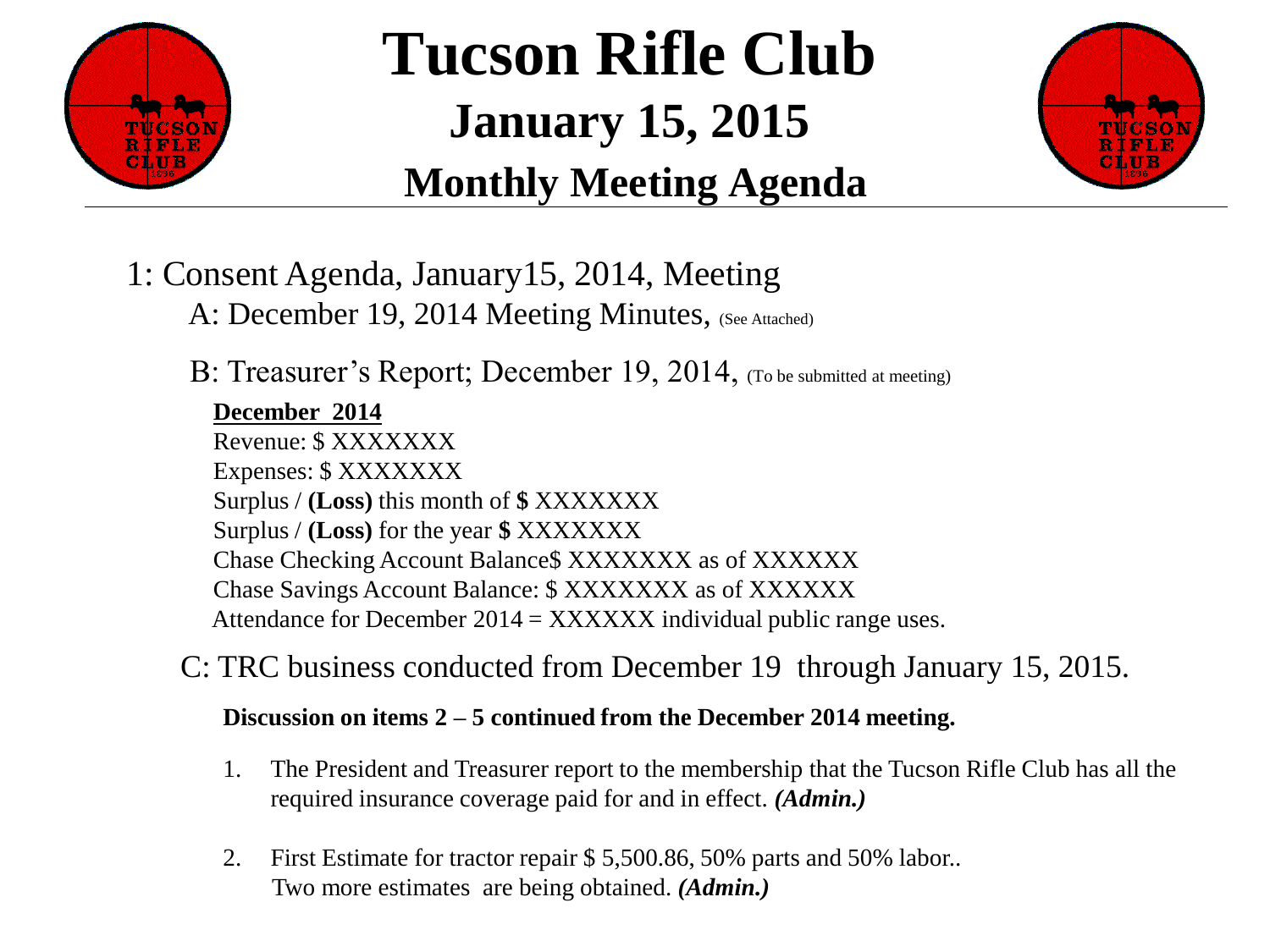# Tucson Rifle Club

## January 15, 2015

## Monthly Meeting Agenda

1: Consent Agenda, January15, 2014, Meeting

A: December 19, 2014 Meeting Minutes, (See Attached)

B: Treasurer's Report; December 19, 2014, (To be submitted at meeting)

**December 2014**

Revenue: $ XXXXXXX
Expenses: $ XXXXXXX
Surplus / **(Loss)** this month of **$** XXXXXXX
Surplus / **(Loss)** for the year **$** XXXXXXX
Chase Checking Account Balance$ XXXXXXX as of XXXXXX
Chase Savings Account Balance: $ XXXXXXX as of XXXXXX
Attendance for December 2014 = XXXXXX individual public range uses.

C: TRC business conducted from December 19 through January 15, 2015.

**Discussion on items 2 – 5 continued from the December 2014 meeting.**

1. The President and Treasurer report to the membership that the Tucson Rifle Club has all the required insurance coverage paid for and in effect. ***(Admin.)***

2. First Estimate for tractor repair $ 5,500.86, 50% parts and 50% labor.. Two more estimates are being obtained. ***(Admin.)***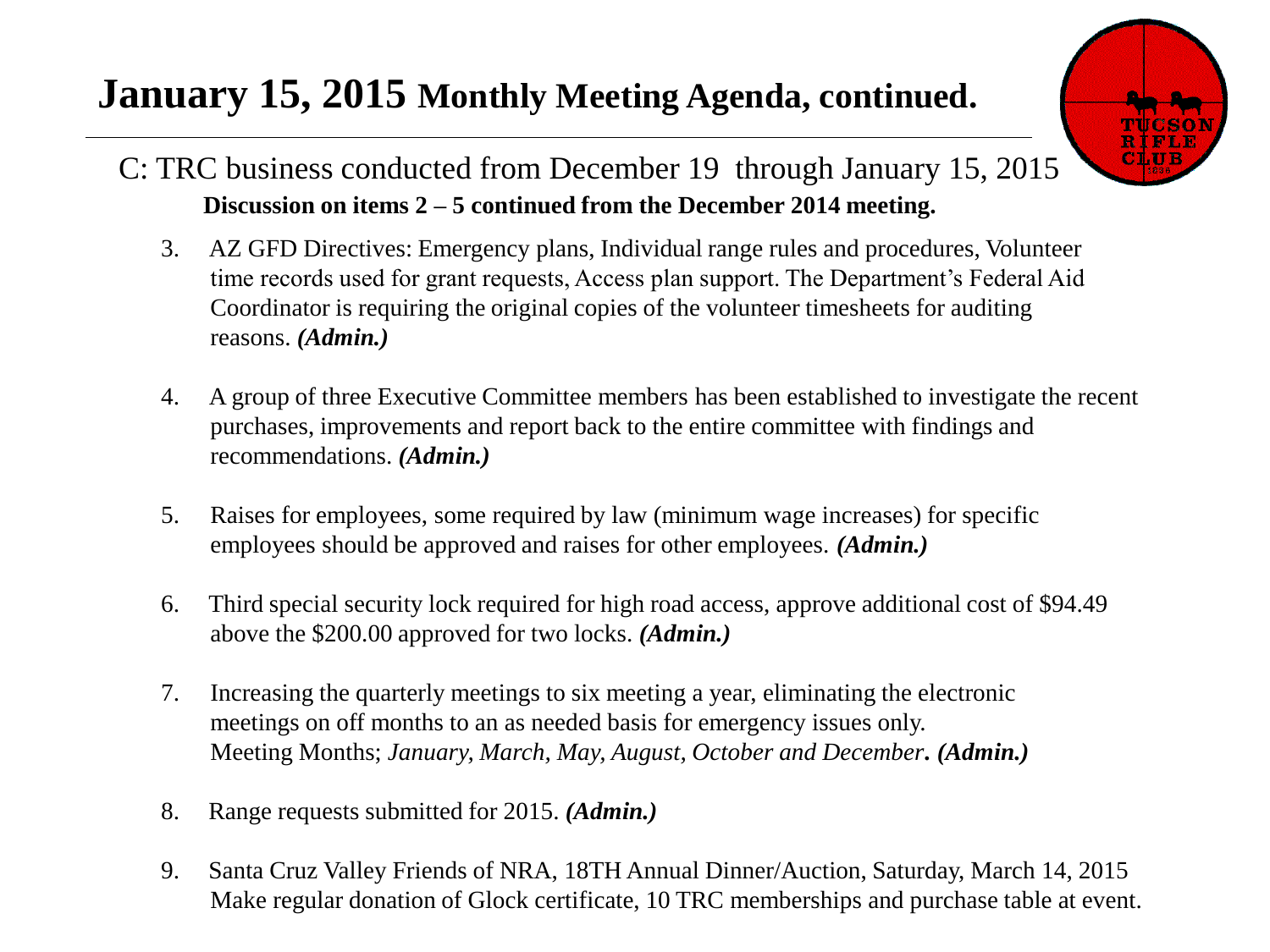# **January 15, 2015** Monthly Meeting Agenda, continued.

C: TRC business conducted from December 19 through January 15, 2015

**Discussion on items 2 – 5 continued from the December 2014 meeting.**

3. AZ GFD Directives: Emergency plans, Individual range rules and procedures, Volunteer time records used for grant requests, Access plan support. The Department's Federal Aid Coordinator is requiring the original copies of the volunteer timesheets for auditing reasons. ***(Admin.)***

4. A group of three Executive Committee members has been established to investigate the recent purchases, improvements and report back to the entire committee with findings and recommendations. ***(Admin.)***

5. Raises for employees, some required by law (minimum wage increases) for specific employees should be approved and raises for other employees. ***(Admin.)***

6. Third special security lock required for high road access, approve additional cost of $94.49 above the $200.00 approved for two locks. ***(Admin.)***

7. Increasing the quarterly meetings to six meeting a year, eliminating the electronic meetings on off months to an as needed basis for emergency issues only. Meeting Months; *January, March, May, August, October and December*. ***(Admin.)***

8. Range requests submitted for 2015. ***(Admin.)***

9. Santa Cruz Valley Friends of NRA, 18TH Annual Dinner/Auction, Saturday, March 14, 2015 Make regular donation of Glock certificate, 10 TRC memberships and purchase table at event.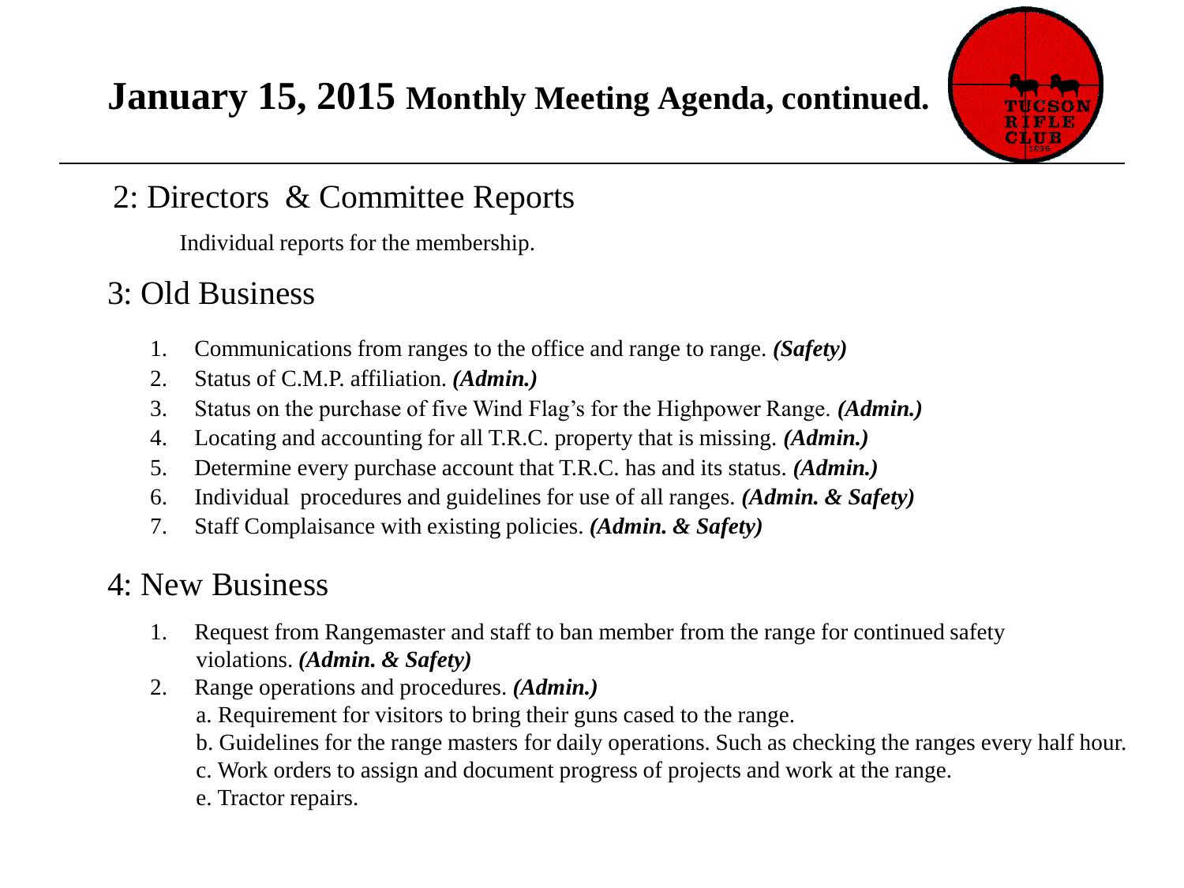# January 15, 2015 Monthly Meeting Agenda, continued.

## 2: Directors & Committee Reports

Individual reports for the membership.

## 3: Old Business

1. Communications from ranges to the office and range to range. ***(Safety)***
2. Status of C.M.P. affiliation. ***(Admin.)***
3. Status on the purchase of five Wind Flag's for the Highpower Range. ***(Admin.)***
4. Locating and accounting for all T.R.C. property that is missing. ***(Admin.)***
5. Determine every purchase account that T.R.C. has and its status. ***(Admin.)***
6. Individual procedures and guidelines for use of all ranges. ***(Admin. & Safety)***
7. Staff Complaisance with existing policies. ***(Admin. & Safety)***

## 4: New Business

1. Request from Rangemaster and staff to ban member from the range for continued safety violations. ***(Admin. & Safety)***
2. Range operations and procedures. ***(Admin.)***
   a. Requirement for visitors to bring their guns cased to the range.
   b. Guidelines for the range masters for daily operations. Such as checking the ranges every half hour.
   c. Work orders to assign and document progress of projects and work at the range.
   e. Tractor repairs.